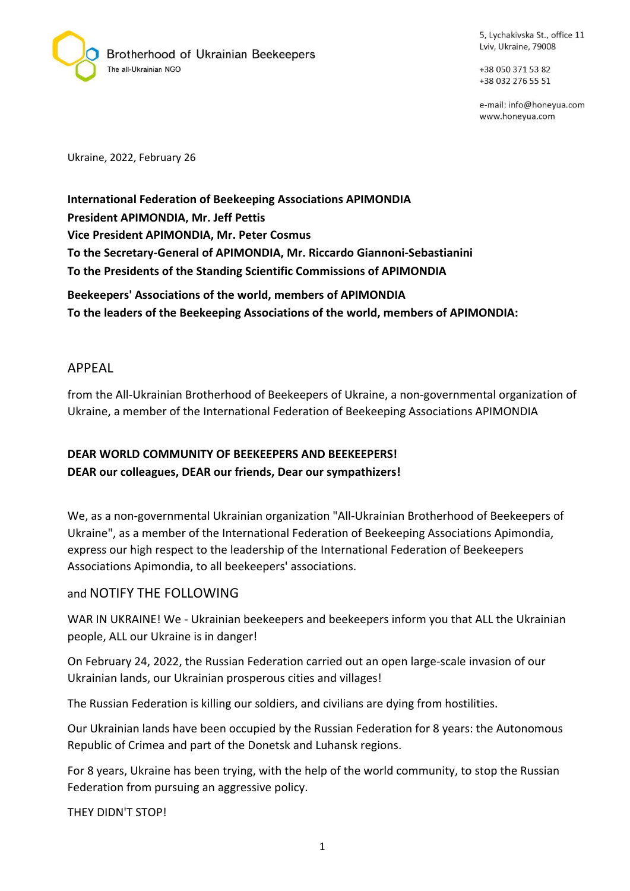Brotherhood of Ukrainian Beekeepers
The all-Ukrainian NGO

5, Lychakivska St., office 11
Lviv, Ukraine, 79008

+38 050 371 53 82
+38 032 276 55 51

e-mail: info@honeyua.com
www.honeyua.com

Ukraine, 2022, February 26

**International Federation of Beekeeping Associations APIMONDIA**
**President APIMONDIA, Mr. Jeff Pettis**
**Vice President APIMONDIA, Mr. Peter Cosmus**
**To the Secretary-General of APIMONDIA, Mr. Riccardo Giannoni-Sebastianini**
**To the Presidents of the Standing Scientific Commissions of APIMONDIA**

**Beekeepers' Associations of the world, members of APIMONDIA**
**To the leaders of the Beekeeping Associations of the world, members of APIMONDIA:**

## APPEAL

from the All-Ukrainian Brotherhood of Beekeepers of Ukraine, a non-governmental organization of Ukraine, a member of the International Federation of Beekeeping Associations APIMONDIA

**DEAR WORLD COMMUNITY OF BEEKEEPERS AND BEEKEEPERS!**
**DEAR our colleagues, DEAR our friends, Dear our sympathizers!**

We, as a non-governmental Ukrainian organization "All-Ukrainian Brotherhood of Beekeepers of Ukraine", as a member of the International Federation of Beekeeping Associations Apimondia, express our high respect to the leadership of the International Federation of Beekeepers Associations Apimondia, to all beekeepers' associations.

and NOTIFY THE FOLLOWING

WAR IN UKRAINE! We - Ukrainian beekeepers and beekeepers inform you that ALL the Ukrainian people, ALL our Ukraine is in danger!

On February 24, 2022, the Russian Federation carried out an open large-scale invasion of our Ukrainian lands, our Ukrainian prosperous cities and villages!

The Russian Federation is killing our soldiers, and civilians are dying from hostilities.

Our Ukrainian lands have been occupied by the Russian Federation for 8 years: the Autonomous Republic of Crimea and part of the Donetsk and Luhansk regions.

For 8 years, Ukraine has been trying, with the help of the world community, to stop the Russian Federation from pursuing an aggressive policy.

THEY DIDN'T STOP!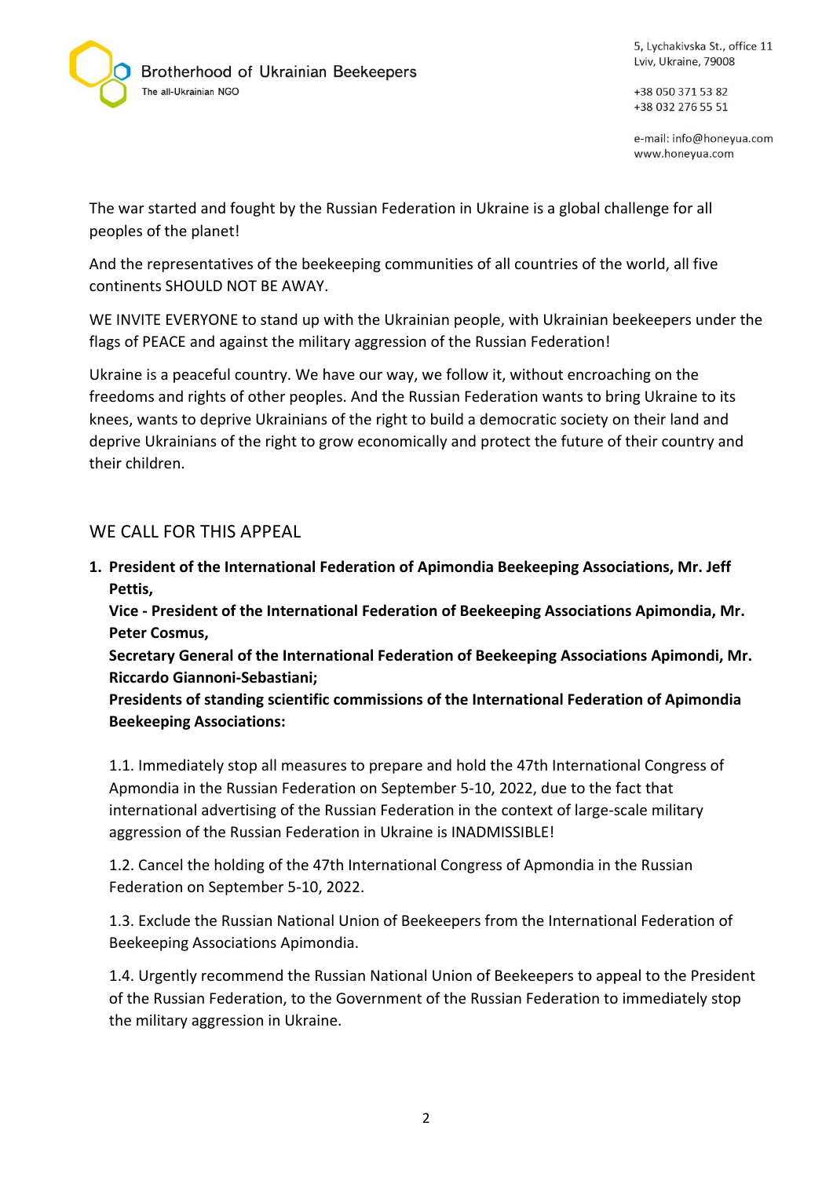The war started and fought by the Russian Federation in Ukraine is a global challenge for all peoples of the planet!

And the representatives of the beekeeping communities of all countries of the world, all five continents SHOULD NOT BE AWAY.

WE INVITE EVERYONE to stand up with the Ukrainian people, with Ukrainian beekeepers under the flags of PEACE and against the military aggression of the Russian Federation!

Ukraine is a peaceful country. We have our way, we follow it, without encroaching on the freedoms and rights of other peoples. And the Russian Federation wants to bring Ukraine to its knees, wants to deprive Ukrainians of the right to build a democratic society on their land and deprive Ukrainians of the right to grow economically and protect the future of their country and their children.

## WE CALL FOR THIS APPEAL

1. **President of the International Federation of Apimondia Beekeeping Associations, Mr. Jeff Pettis,**
   **Vice - President of the International Federation of Beekeeping Associations Apimondia, Mr. Peter Cosmus,**
   **Secretary General of the International Federation of Beekeeping Associations Apimondi, Mr. Riccardo Giannoni-Sebastiani;**
   **Presidents of standing scientific commissions of the International Federation of Apimondia Beekeeping Associations:**

   1.1. Immediately stop all measures to prepare and hold the 47th International Congress of Apmondia in the Russian Federation on September 5-10, 2022, due to the fact that international advertising of the Russian Federation in the context of large-scale military aggression of the Russian Federation in Ukraine is INADMISSIBLE!

   1.2. Cancel the holding of the 47th International Congress of Apmondia in the Russian Federation on September 5-10, 2022.

   1.3. Exclude the Russian National Union of Beekeepers from the International Federation of Beekeeping Associations Apimondia.

   1.4. Urgently recommend the Russian National Union of Beekeepers to appeal to the President of the Russian Federation, to the Government of the Russian Federation to immediately stop the military aggression in Ukraine.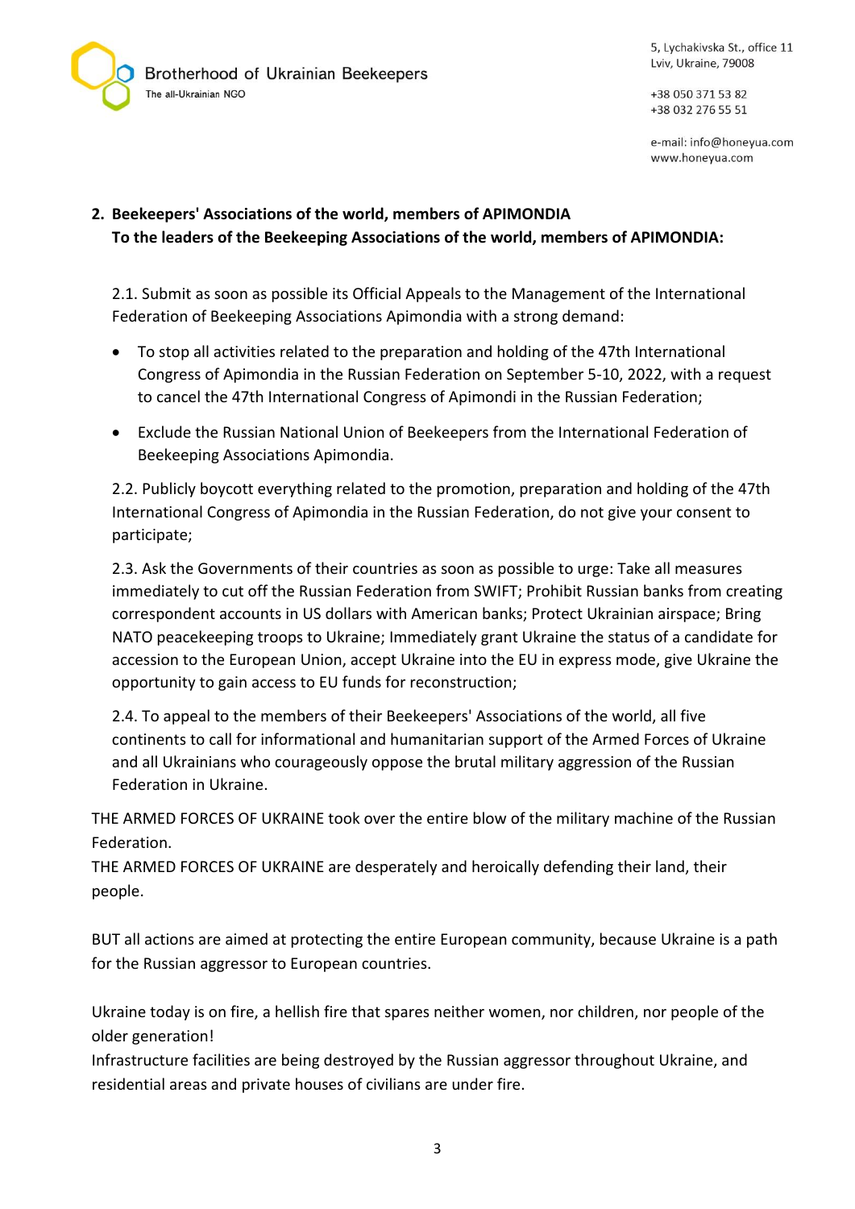## 2. Beekeepers' Associations of the world, members of APIMONDIA

**To the leaders of the Beekeeping Associations of the world, members of APIMONDIA:**

2.1. Submit as soon as possible its Official Appeals to the Management of the International Federation of Beekeeping Associations Apimondia with a strong demand:

- To stop all activities related to the preparation and holding of the 47th International Congress of Apimondia in the Russian Federation on September 5-10, 2022, with a request to cancel the 47th International Congress of Apimondi in the Russian Federation;
- Exclude the Russian National Union of Beekeepers from the International Federation of Beekeeping Associations Apimondia.

2.2. Publicly boycott everything related to the promotion, preparation and holding of the 47th International Congress of Apimondia in the Russian Federation, do not give your consent to participate;

2.3. Ask the Governments of their countries as soon as possible to urge: Take all measures immediately to cut off the Russian Federation from SWIFT; Prohibit Russian banks from creating correspondent accounts in US dollars with American banks; Protect Ukrainian airspace; Bring NATO peacekeeping troops to Ukraine; Immediately grant Ukraine the status of a candidate for accession to the European Union, accept Ukraine into the EU in express mode, give Ukraine the opportunity to gain access to EU funds for reconstruction;

2.4. To appeal to the members of their Beekeepers' Associations of the world, all five continents to call for informational and humanitarian support of the Armed Forces of Ukraine and all Ukrainians who courageously oppose the brutal military aggression of the Russian Federation in Ukraine.

THE ARMED FORCES OF UKRAINE took over the entire blow of the military machine of the Russian Federation.
THE ARMED FORCES OF UKRAINE are desperately and heroically defending their land, their people.

BUT all actions are aimed at protecting the entire European community, because Ukraine is a path for the Russian aggressor to European countries.

Ukraine today is on fire, a hellish fire that spares neither women, nor children, nor people of the older generation!
Infrastructure facilities are being destroyed by the Russian aggressor throughout Ukraine, and residential areas and private houses of civilians are under fire.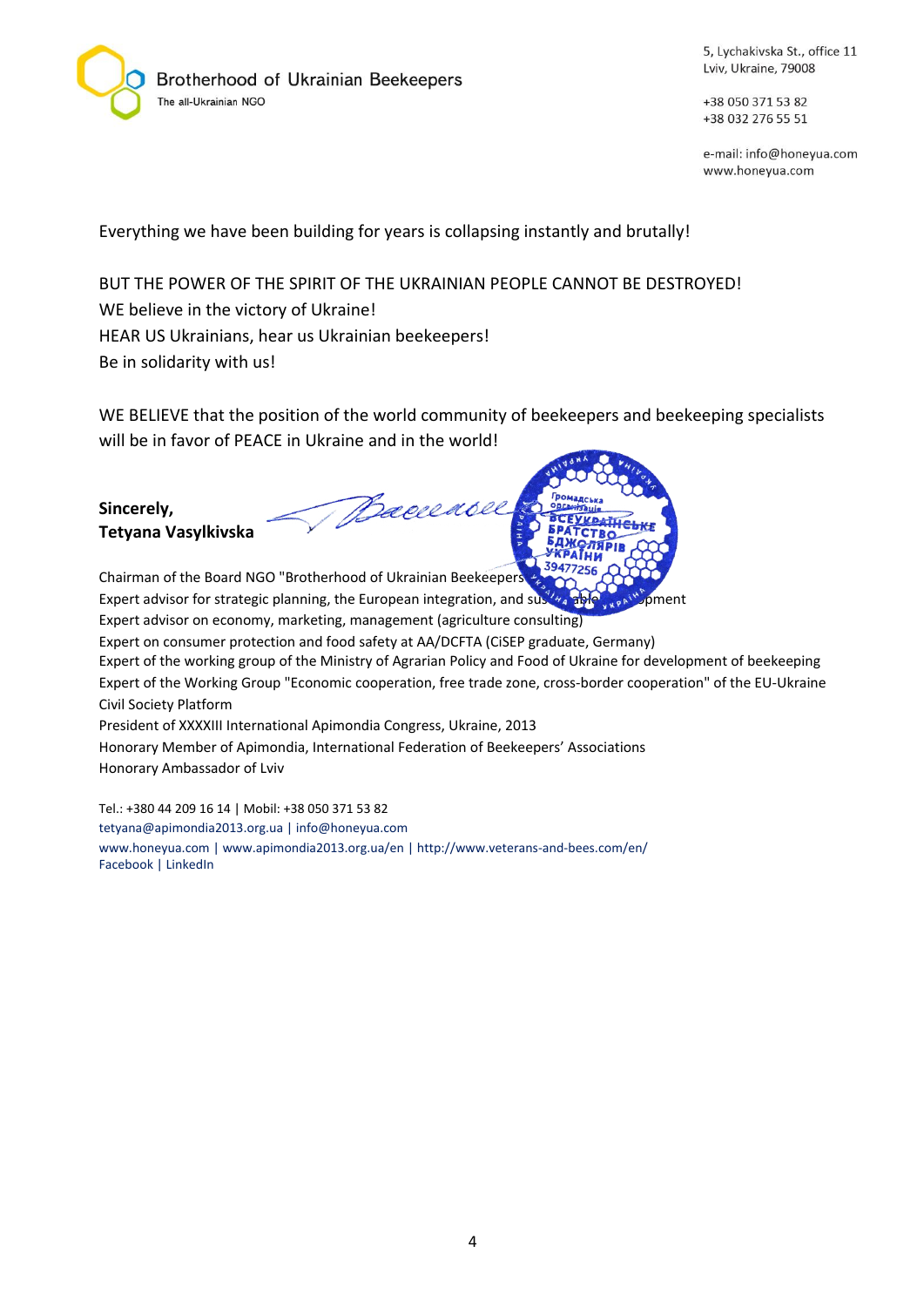Brotherhood of Ukrainian Beekeepers
The all-Ukrainian NGO

5, Lychakivska St., office 11
Lviv, Ukraine, 79008

+38 050 371 53 82
+38 032 276 55 51

e-mail: info@honeyua.com
www.honeyua.com

Everything we have been building for years is collapsing instantly and brutally!

BUT THE POWER OF THE SPIRIT OF THE UKRAINIAN PEOPLE CANNOT BE DESTROYED!
WE believe in the victory of Ukraine!
HEAR US Ukrainians, hear us Ukrainian beekeepers!
Be in solidarity with us!

WE BELIEVE that the position of the world community of beekeepers and beekeeping specialists will be in favor of PEACE in Ukraine and in the world!

**Sincerely,**
**Tetyana Vasylkivska**

Chairman of the Board NGO "Brotherhood of Ukrainian Beekeepers"
Expert advisor for strategic planning, the European integration, and sustainable development
Expert advisor on economy, marketing, management (agriculture consulting)
Expert on consumer protection and food safety at AA/DCFTA (CiSEP graduate, Germany)
Expert of the working group of the Ministry of Agrarian Policy and Food of Ukraine for development of beekeeping
Expert of the Working Group "Economic cooperation, free trade zone, cross-border cooperation" of the EU-Ukraine Civil Society Platform
President of XXXXIII International Apimondia Congress, Ukraine, 2013
Honorary Member of Apimondia, International Federation of Beekeepers' Associations
Honorary Ambassador of Lviv

Tel.: +380 44 209 16 14 | Mobil: +38 050 371 53 82
tetyana@apimondia2013.org.ua | info@honeyua.com
www.honeyua.com | www.apimondia2013.org.ua/en | http://www.veterans-and-bees.com/en/
Facebook | LinkedIn